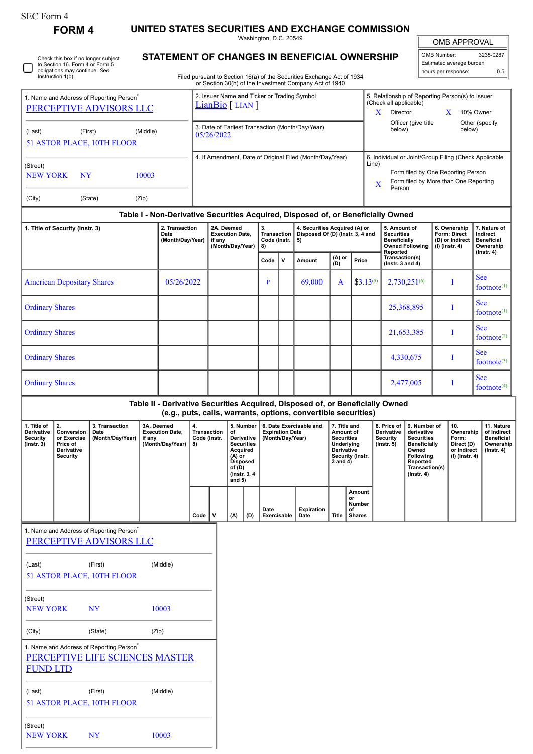SEC Form 4

**FORM 4**

# UNITED STATES SECURITIES AND EXCHANGE COMMISSION

Washington, D.C. 20549

## STATEMENT OF CHANGES IN BENEFICIAL OWNERSHIP

Filed pursuant to Section 16(a) of the Securities Exchange Act of 1934 or Section 30(h) of the Investment Company Act of 1940

☐ Check this box if no longer subject to Section 16. Form 4 or Form 5 obligations may continue. *See* Instruction 1(b).

| OMB APPROVAL | |
|---|---|
| OMB Number: | 3235-0287 |
| Estimated average burden | |
| hours per response: | 0.5 |

1. Name and Address of Reporting Person*
PERCEPTIVE ADVISORS LLC

(Last) (First) (Middle)
51 ASTOR PLACE, 10TH FLOOR

(Street)
NEW YORK NY 10003

(City) (State) (Zip)

2. Issuer Name **and** Ticker or Trading Symbol
LianBio [ LIAN ]

3. Date of Earliest Transaction (Month/Day/Year)
05/26/2022

4. If Amendment, Date of Original Filed (Month/Day/Year)

5. Relationship of Reporting Person(s) to Issuer (Check all applicable)
X Director
X 10% Owner
Officer (give title below)
Other (specify below)

6. Individual or Joint/Group Filing (Check Applicable Line)
Form filed by One Reporting Person
X Form filed by More than One Reporting Person

### Table I - Non-Derivative Securities Acquired, Disposed of, or Beneficially Owned

| 1. Title of Security (Instr. 3) | 2. Transaction Date (Month/Day/Year) | 2A. Deemed Execution Date, if any (Month/Day/Year) | 3. Transaction Code (Instr. 8) | | 4. Securities Acquired (A) or Disposed Of (D) (Instr. 3, 4 and 5) | | | 5. Amount of Securities Beneficially Owned Following Reported Transaction(s) (Instr. 3 and 4) | 6. Ownership Form: Direct (D) or Indirect (I) (Instr. 4) | 7. Nature of Indirect Beneficial Ownership (Instr. 4) |
|---|---|---|---|---|---|---|---|---|---|---|
| | | | Code | V | Amount | (A) or (D) | Price | | | |
| American Depositary Shares | 05/26/2022 | | P | | 69,000 | A | $3.13[5] | 2,730,251[6] | I | See footnote[1] |
| Ordinary Shares | | | | | | | | 25,368,895 | I | See footnote[1] |
| Ordinary Shares | | | | | | | | 21,653,385 | I | See footnote[2] |
| Ordinary Shares | | | | | | | | 4,330,675 | I | See footnote[3] |
| Ordinary Shares | | | | | | | | 2,477,005 | I | See footnote[4] |

### Table II - Derivative Securities Acquired, Disposed of, or Beneficially Owned (e.g., puts, calls, warrants, options, convertible securities)

| 1. Title of Derivative Security (Instr. 3) | 2. Conversion or Exercise Price of Derivative Security | 3. Transaction Date (Month/Day/Year) | 3A. Deemed Execution Date, if any (Month/Day/Year) | 4. Transaction Code (Instr. 8) | | 5. Number of Derivative Securities Acquired (A) or Disposed of (D) (Instr. 3, 4 and 5) | | 6. Date Exercisable and Expiration Date (Month/Day/Year) | | 7. Title and Amount of Securities Underlying Derivative Security (Instr. 3 and 4) | | 8. Price of Derivative Security (Instr. 5) | 9. Number of derivative Securities Beneficially Owned Following Reported Transaction(s) (Instr. 4) | 10. Ownership Form: Direct (D) or Indirect (I) (Instr. 4) | 11. Nature of Indirect Beneficial Ownership (Instr. 4) |
|---|---|---|---|---|---|---|---|---|---|---|---|---|---|---|---|
| | | | | Code | V | (A) | (D) | Date Exercisable | Expiration Date | Title | Amount or Number of Shares | | | | |

1. Name and Address of Reporting Person*
PERCEPTIVE ADVISORS LLC

(Last) (First) (Middle)
51 ASTOR PLACE, 10TH FLOOR

(Street)
NEW YORK NY 10003

(City) (State) (Zip)

1. Name and Address of Reporting Person*
PERCEPTIVE LIFE SCIENCES MASTER FUND LTD

(Last) (First) (Middle)
51 ASTOR PLACE, 10TH FLOOR

(Street)
NEW YORK NY 10003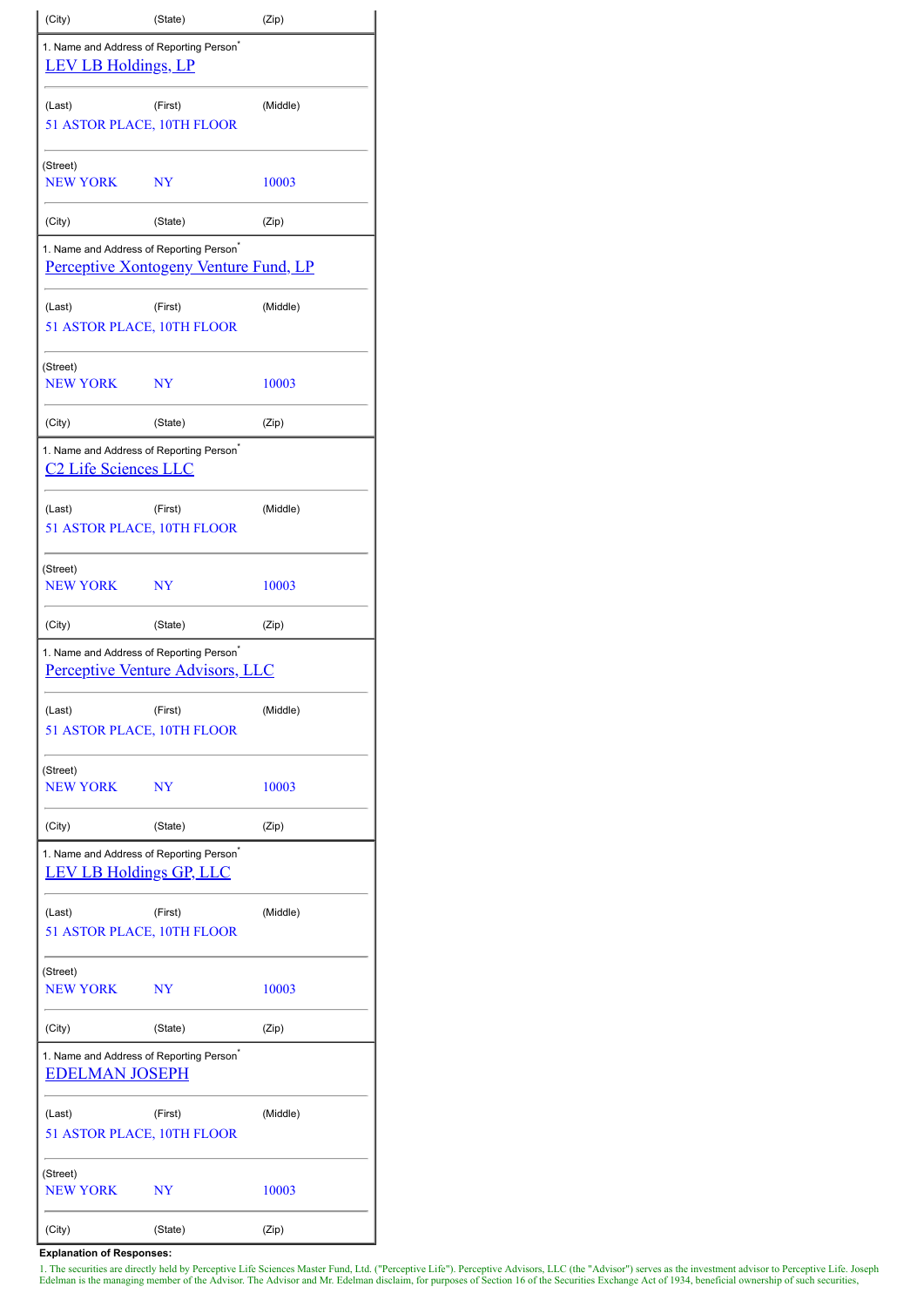| (City) | (State) | (Zip) |
|---|---|---|

| 1. Name and Address of Reporting Person* | | |
|---|---|---|
| LEV LB Holdings, LP | | |
| (Last) | (First) | (Middle) |
| 51 ASTOR PLACE, 10TH FLOOR | | |
| (Street) | | |
| NEW YORK | NY | 10003 |
| (City) | (State) | (Zip) |

| 1. Name and Address of Reporting Person* | | |
|---|---|---|
| Perceptive Xontogeny Venture Fund, LP | | |
| (Last) | (First) | (Middle) |
| 51 ASTOR PLACE, 10TH FLOOR | | |
| (Street) | | |
| NEW YORK | NY | 10003 |
| (City) | (State) | (Zip) |

| 1. Name and Address of Reporting Person* | | |
|---|---|---|
| C2 Life Sciences LLC | | |
| (Last) | (First) | (Middle) |
| 51 ASTOR PLACE, 10TH FLOOR | | |
| (Street) | | |
| NEW YORK | NY | 10003 |
| (City) | (State) | (Zip) |

| 1. Name and Address of Reporting Person* | | |
|---|---|---|
| Perceptive Venture Advisors, LLC | | |
| (Last) | (First) | (Middle) |
| 51 ASTOR PLACE, 10TH FLOOR | | |
| (Street) | | |
| NEW YORK | NY | 10003 |
| (City) | (State) | (Zip) |

| 1. Name and Address of Reporting Person* | | |
|---|---|---|
| LEV LB Holdings GP, LLC | | |
| (Last) | (First) | (Middle) |
| 51 ASTOR PLACE, 10TH FLOOR | | |
| (Street) | | |
| NEW YORK | NY | 10003 |
| (City) | (State) | (Zip) |

| 1. Name and Address of Reporting Person* | | |
|---|---|---|
| EDELMAN JOSEPH | | |
| (Last) | (First) | (Middle) |
| 51 ASTOR PLACE, 10TH FLOOR | | |
| (Street) | | |
| NEW YORK | NY | 10003 |
| (City) | (State) | (Zip) |

**Explanation of Responses:**

1. The securities are directly held by Perceptive Life Sciences Master Fund, Ltd. ("Perceptive Life"). Perceptive Advisors, LLC (the "Advisor") serves as the investment advisor to Perceptive Life. Joseph Edelman is the managing member of the Advisor. The Advisor and Mr. Edelman disclaim, for purposes of Section 16 of the Securities Exchange Act of 1934, beneficial ownership of such securities,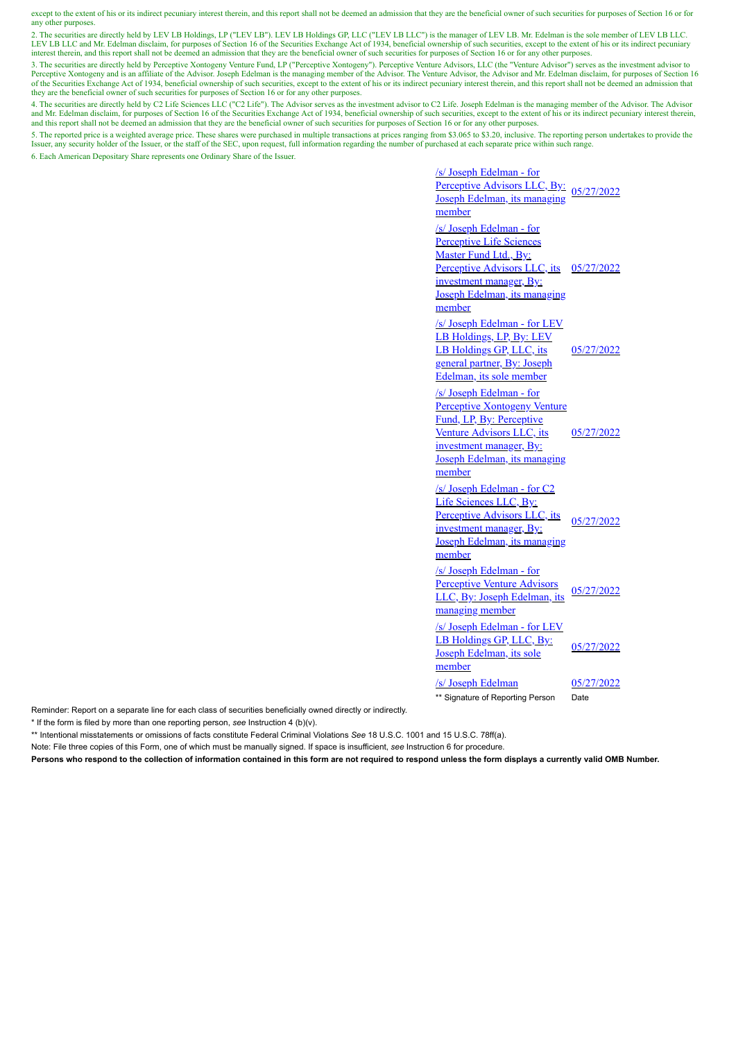except to the extent of his or its indirect pecuniary interest therein, and this report shall not be deemed an admission that they are the beneficial owner of such securities for purposes of Section 16 or for any other purposes.

2. The securities are directly held by LEV LB Holdings, LP ("LEV LB"). LEV LB Holdings GP, LLC ("LEV LB LLC") is the manager of LEV LB. Mr. Edelman is the sole member of LEV LB LLC. LEV LB LLC and Mr. Edelman disclaim, for purposes of Section 16 of the Securities Exchange Act of 1934, beneficial ownership of such securities, except to the extent of his or its indirect pecuniary interest therein, and this report shall not be deemed an admission that they are the beneficial owner of such securities for purposes of Section 16 or for any other purposes.

3. The securities are directly held by Perceptive Xontogeny Venture Fund, LP ("Perceptive Xontogeny"). Perceptive Venture Advisors, LLC (the "Venture Advisor") serves as the investment advisor to Perceptive Xontogeny and is an affiliate of the Advisor. Joseph Edelman is the managing member of the Advisor. The Venture Advisor, the Advisor and Mr. Edelman disclaim, for purposes of Section 16 of the Securities Exchange Act of 1934, beneficial ownership of such securities, except to the extent of his or its indirect pecuniary interest therein, and this report shall not be deemed an admission that they are the beneficial owner of such securities for purposes of Section 16 or for any other purposes.

4. The securities are directly held by C2 Life Sciences LLC ("C2 Life"). The Advisor serves as the investment advisor to C2 Life. Joseph Edelman is the managing member of the Advisor. The Advisor and Mr. Edelman disclaim, for purposes of Section 16 of the Securities Exchange Act of 1934, beneficial ownership of such securities, except to the extent of his or its indirect pecuniary interest therein, and this report shall not be deemed an admission that they are the beneficial owner of such securities for purposes of Section 16 or for any other purposes.

5. The reported price is a weighted average price. These shares were purchased in multiple transactions at prices ranging from $3.065 to $3.20, inclusive. The reporting person undertakes to provide the Issuer, any security holder of the Issuer, or the staff of the SEC, upon request, full information regarding the number of purchased at each separate price within such range.

6. Each American Depositary Share represents one Ordinary Share of the Issuer.

| | |
|---|---|
| /s/ Joseph Edelman - for Perceptive Advisors LLC, By: Joseph Edelman, its managing member | 05/27/2022 |
| /s/ Joseph Edelman - for Perceptive Life Sciences Master Fund Ltd., By: Perceptive Advisors LLC, its investment manager, By: Joseph Edelman, its managing member | 05/27/2022 |
| /s/ Joseph Edelman - for LEV LB Holdings, LP, By: LEV LB Holdings GP, LLC, its general partner, By: Joseph Edelman, its sole member | 05/27/2022 |
| /s/ Joseph Edelman - for Perceptive Xontogeny Venture Fund, LP, By: Perceptive Venture Advisors LLC, its investment manager, By: Joseph Edelman, its managing member | 05/27/2022 |
| /s/ Joseph Edelman - for C2 Life Sciences LLC, By: Perceptive Advisors LLC, its investment manager, By: Joseph Edelman, its managing member | 05/27/2022 |
| /s/ Joseph Edelman - for Perceptive Venture Advisors LLC, By: Joseph Edelman, its managing member | 05/27/2022 |
| /s/ Joseph Edelman - for LEV LB Holdings GP, LLC, By: Joseph Edelman, its sole member | 05/27/2022 |
| /s/ Joseph Edelman | 05/27/2022 |
| ** Signature of Reporting Person | Date |

Reminder: Report on a separate line for each class of securities beneficially owned directly or indirectly.

* If the form is filed by more than one reporting person, *see* Instruction 4 (b)(v).

** Intentional misstatements or omissions of facts constitute Federal Criminal Violations *See* 18 U.S.C. 1001 and 15 U.S.C. 78ff(a).

Note: File three copies of this Form, one of which must be manually signed. If space is insufficient, *see* Instruction 6 for procedure.

**Persons who respond to the collection of information contained in this form are not required to respond unless the form displays a currently valid OMB Number.**